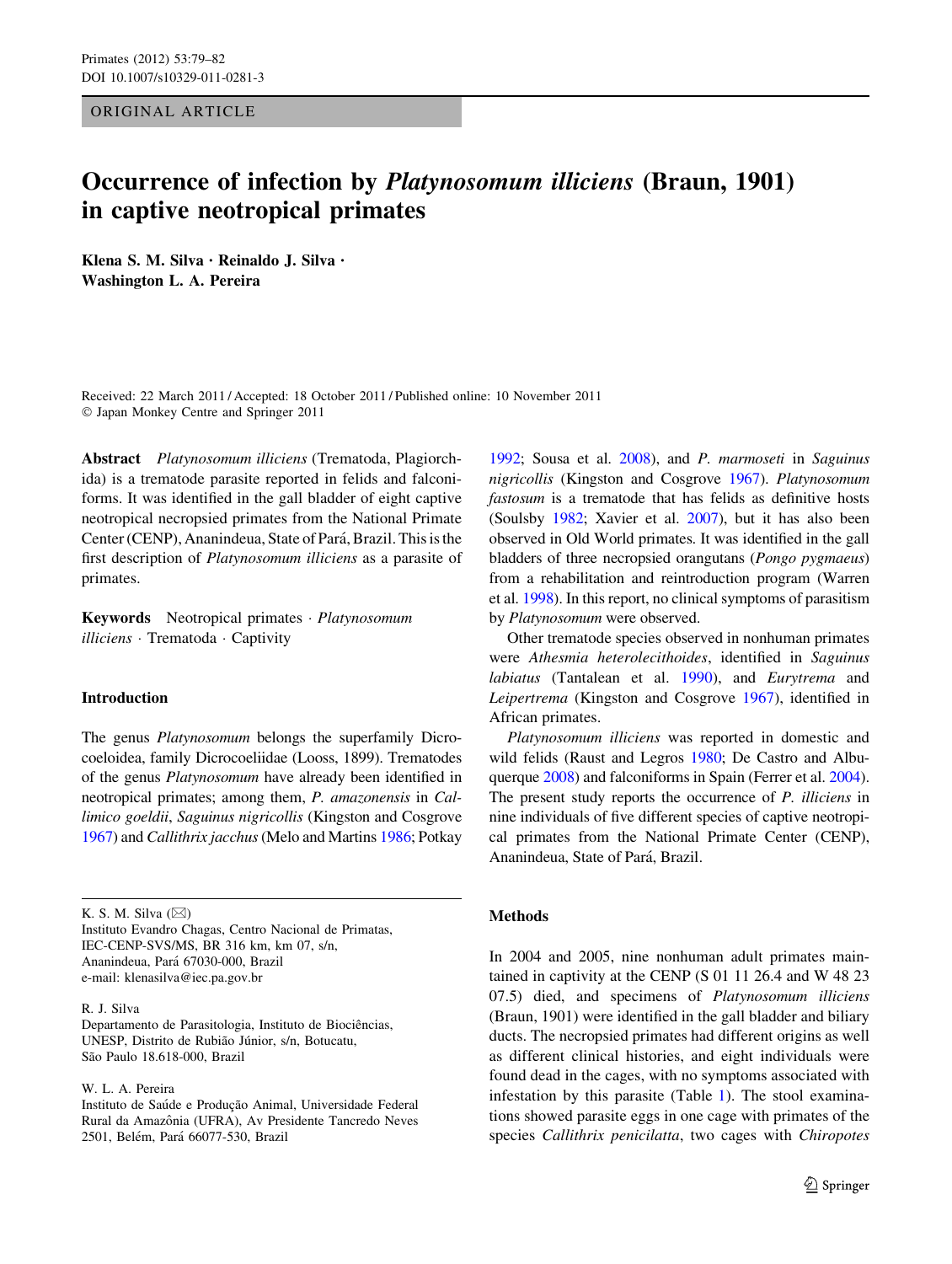ORIGINAL ARTICLE

# Occurrence of infection by *Platynosomum illiciens* (Braun, 1901) in captive neotropical primates

**Klena S. M. Silva · Reinaldo J. Silva · Washington L. A. Pereira**

Received: 22 March 2011 / Accepted: 18 October 2011 / Published online: 10 November 2011
© Japan Monkey Centre and Springer 2011

**Abstract** *Platynosomum illiciens* (Trematoda, Plagiorchida) is a trematode parasite reported in felids and falconiforms. It was identified in the gall bladder of eight captive neotropical necropsied primates from the National Primate Center (CENP), Ananindeua, State of Pará, Brazil. This is the first description of *Platynosomum illiciens* as a parasite of primates.

**Keywords** Neotropical primates · *Platynosomum illiciens* · Trematoda · Captivity

## Introduction

The genus *Platynosomum* belongs the superfamily Dicrocoeloidea, family Dicrocoeliidae (Looss, 1899). Trematodes of the genus *Platynosomum* have already been identified in neotropical primates; among them, *P. amazonensis* in *Callimico goeldii*, *Saguinus nigricollis* (Kingston and Cosgrove 1967) and *Callithrix jacchus* (Melo and Martins 1986; Potkay 1992; Sousa et al. 2008), and *P. marmoseti* in *Saguinus nigricollis* (Kingston and Cosgrove 1967). *Platynosomum fastosum* is a trematode that has felids as definitive hosts (Soulsby 1982; Xavier et al. 2007), but it has also been observed in Old World primates. It was identified in the gall bladders of three necropsied orangutans (*Pongo pygmaeus*) from a rehabilitation and reintroduction program (Warren et al. 1998). In this report, no clinical symptoms of parasitism by *Platynosomum* were observed.

Other trematode species observed in nonhuman primates were *Athesmia heterolecithoides*, identified in *Saguinus labiatus* (Tantalean et al. 1990), and *Eurytrema* and *Leipertrema* (Kingston and Cosgrove 1967), identified in African primates.

*Platynosomum illiciens* was reported in domestic and wild felids (Raust and Legros 1980; De Castro and Albuquerque 2008) and falconiforms in Spain (Ferrer et al. 2004). The present study reports the occurrence of *P. illiciens* in nine individuals of five different species of captive neotropical primates from the National Primate Center (CENP), Ananindeua, State of Pará, Brazil.

## Methods

In 2004 and 2005, nine nonhuman adult primates maintained in captivity at the CENP (S 01 11 26.4 and W 48 23 07.5) died, and specimens of *Platynosomum illiciens* (Braun, 1901) were identified in the gall bladder and biliary ducts. The necropsied primates had different origins as well as different clinical histories, and eight individuals were found dead in the cages, with no symptoms associated with infestation by this parasite (Table 1). The stool examinations showed parasite eggs in one cage with primates of the species *Callithrix penicilatta*, two cages with *Chiropotes*

K. S. M. Silva (✉)
Instituto Evandro Chagas, Centro Nacional de Primatas, IEC-CENP-SVS/MS, BR 316 km, km 07, s/n, Ananindeua, Pará 67030-000, Brazil
e-mail: klenasilva@iec.pa.gov.br

R. J. Silva
Departamento de Parasitologia, Instituto de Biociências, UNESP, Distrito de Rubião Júnior, s/n, Botucatu, São Paulo 18.618-000, Brazil

W. L. A. Pereira
Instituto de Saúde e Produção Animal, Universidade Federal Rural da Amazônia (UFRA), Av Presidente Tancredo Neves 2501, Belém, Pará 66077-530, Brazil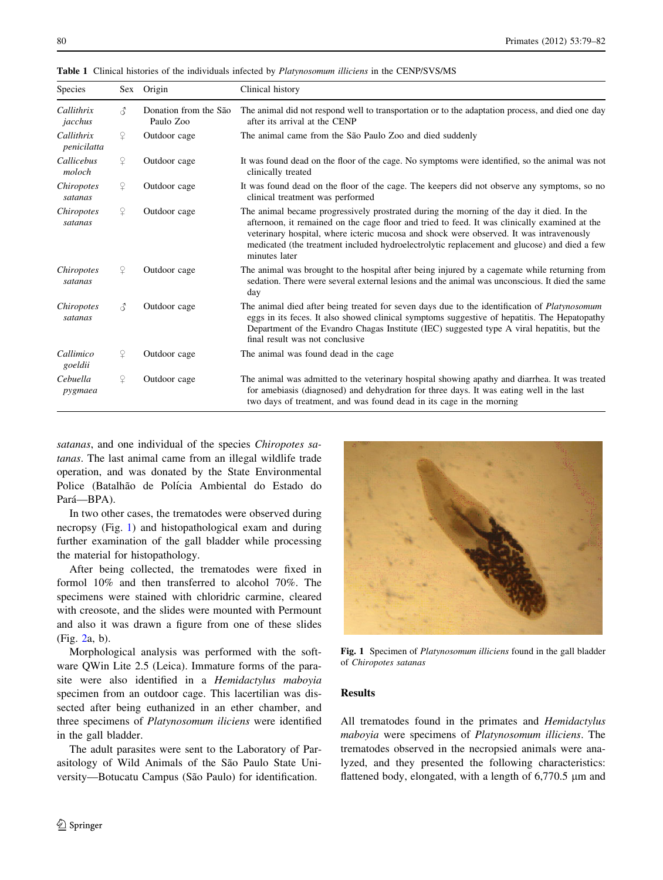**Table 1** Clinical histories of the individuals infected by *Platynosomum illiciens* in the CENP/SVS/MS

| Species | Sex | Origin | Clinical history |
|---|---|---|---|
| *Callithrix jacchus* | ♂ | Donation from the São Paulo Zoo | The animal did not respond well to transportation or to the adaptation process, and died one day after its arrival at the CENP |
| *Callithrix penicilatta* | ♀ | Outdoor cage | The animal came from the São Paulo Zoo and died suddenly |
| *Callicebus moloch* | ♀ | Outdoor cage | It was found dead on the floor of the cage. No symptoms were identified, so the animal was not clinically treated |
| *Chiropotes satanas* | ♀ | Outdoor cage | It was found dead on the floor of the cage. The keepers did not observe any symptoms, so no clinical treatment was performed |
| *Chiropotes satanas* | ♀ | Outdoor cage | The animal became progressively prostrated during the morning of the day it died. In the afternoon, it remained on the cage floor and tried to feed. It was clinically examined at the veterinary hospital, where icteric mucosa and shock were observed. It was intravenously medicated (the treatment included hydroelectrolytic replacement and glucose) and died a few minutes later |
| *Chiropotes satanas* | ♀ | Outdoor cage | The animal was brought to the hospital after being injured by a cagemate while returning from sedation. There were several external lesions and the animal was unconscious. It died the same day |
| *Chiropotes satanas* | ♂ | Outdoor cage | The animal died after being treated for seven days due to the identification of *Platynosomum* eggs in its feces. It also showed clinical symptoms suggestive of hepatitis. The Hepatopathy Department of the Evandro Chagas Institute (IEC) suggested type A viral hepatitis, but the final result was not conclusive |
| *Callimico goeldii* | ♀ | Outdoor cage | The animal was found dead in the cage |
| *Cebuella pygmaea* | ♀ | Outdoor cage | The animal was admitted to the veterinary hospital showing apathy and diarrhea. It was treated for amebiasis (diagnosed) and dehydration for three days. It was eating well in the last two days of treatment, and was found dead in its cage in the morning |

*satanas*, and one individual of the species *Chiropotes satanas*. The last animal came from an illegal wildlife trade operation, and was donated by the State Environmental Police (Batalhão de Polícia Ambiental do Estado do Pará—BPA).

In two other cases, the trematodes were observed during necropsy (Fig. 1) and histopathological exam and during further examination of the gall bladder while processing the material for histopathology.

After being collected, the trematodes were fixed in formol 10% and then transferred to alcohol 70%. The specimens were stained with chloridric carmine, cleared with creosote, and the slides were mounted with Permount and also it was drawn a figure from one of these slides (Fig. 2a, b).

Morphological analysis was performed with the software QWin Lite 2.5 (Leica). Immature forms of the parasite were also identified in a *Hemidactylus maboyia* specimen from an outdoor cage. This lacertilian was dissected after being euthanized in an ether chamber, and three specimens of *Platynosomum iliciens* were identified in the gall bladder.

The adult parasites were sent to the Laboratory of Parasitology of Wild Animals of the São Paulo State University—Botucatu Campus (São Paulo) for identification.

**Fig. 1** Specimen of *Platynosomum illiciens* found in the gall bladder of *Chiropotes satanas*

## Results

All trematodes found in the primates and *Hemidactylus maboyia* were specimens of *Platynosomum illiciens*. The trematodes observed in the necropsied animals were analyzed, and they presented the following characteristics: flattened body, elongated, with a length of 6,770.5 μm and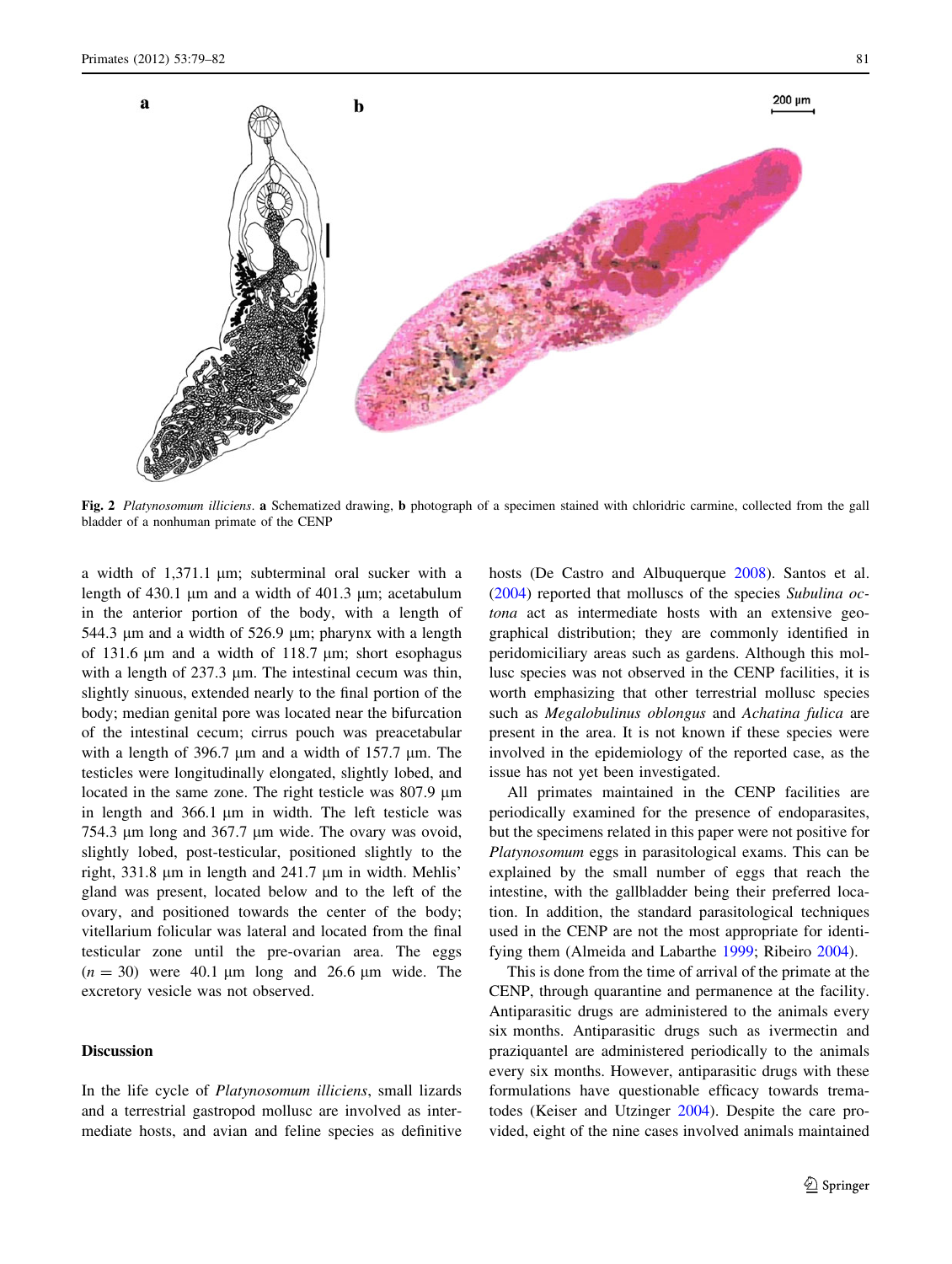Fig. 2 *Platynosomum illiciens*. **a** Schematized drawing, **b** photograph of a specimen stained with chloridric carmine, collected from the gall bladder of a nonhuman primate of the CENP

a width of 1,371.1 μm; subterminal oral sucker with a length of 430.1 μm and a width of 401.3 μm; acetabulum in the anterior portion of the body, with a length of 544.3 μm and a width of 526.9 μm; pharynx with a length of 131.6 μm and a width of 118.7 μm; short esophagus with a length of 237.3 μm. The intestinal cecum was thin, slightly sinuous, extended nearly to the final portion of the body; median genital pore was located near the bifurcation of the intestinal cecum; cirrus pouch was preacetabular with a length of 396.7 μm and a width of 157.7 μm. The testicles were longitudinally elongated, slightly lobed, and located in the same zone. The right testicle was 807.9 μm in length and 366.1 μm in width. The left testicle was 754.3 μm long and 367.7 μm wide. The ovary was ovoid, slightly lobed, post-testicular, positioned slightly to the right, 331.8 μm in length and 241.7 μm in width. Mehlis' gland was present, located below and to the left of the ovary, and positioned towards the center of the body; vitellarium folicular was lateral and located from the final testicular zone until the pre-ovarian area. The eggs ($n = 30$) were 40.1 μm long and 26.6 μm wide. The excretory vesicle was not observed.

## Discussion

In the life cycle of *Platynosomum illiciens*, small lizards and a terrestrial gastropod mollusc are involved as intermediate hosts, and avian and feline species as definitive hosts (De Castro and Albuquerque 2008). Santos et al. (2004) reported that molluscs of the species *Subulina octona* act as intermediate hosts with an extensive geographical distribution; they are commonly identified in peridomiciliary areas such as gardens. Although this mollusc species was not observed in the CENP facilities, it is worth emphasizing that other terrestrial mollusc species such as *Megalobulinus oblongus* and *Achatina fulica* are present in the area. It is not known if these species were involved in the epidemiology of the reported case, as the issue has not yet been investigated.

All primates maintained in the CENP facilities are periodically examined for the presence of endoparasites, but the specimens related in this paper were not positive for *Platynosomum* eggs in parasitological exams. This can be explained by the small number of eggs that reach the intestine, with the gallbladder being their preferred location. In addition, the standard parasitological techniques used in the CENP are not the most appropriate for identifying them (Almeida and Labarthe 1999; Ribeiro 2004).

This is done from the time of arrival of the primate at the CENP, through quarantine and permanence at the facility. Antiparasitic drugs are administered to the animals every six months. Antiparasitic drugs such as ivermectin and praziquantel are administered periodically to the animals every six months. However, antiparasitic drugs with these formulations have questionable efficacy towards trematodes (Keiser and Utzinger 2004). Despite the care provided, eight of the nine cases involved animals maintained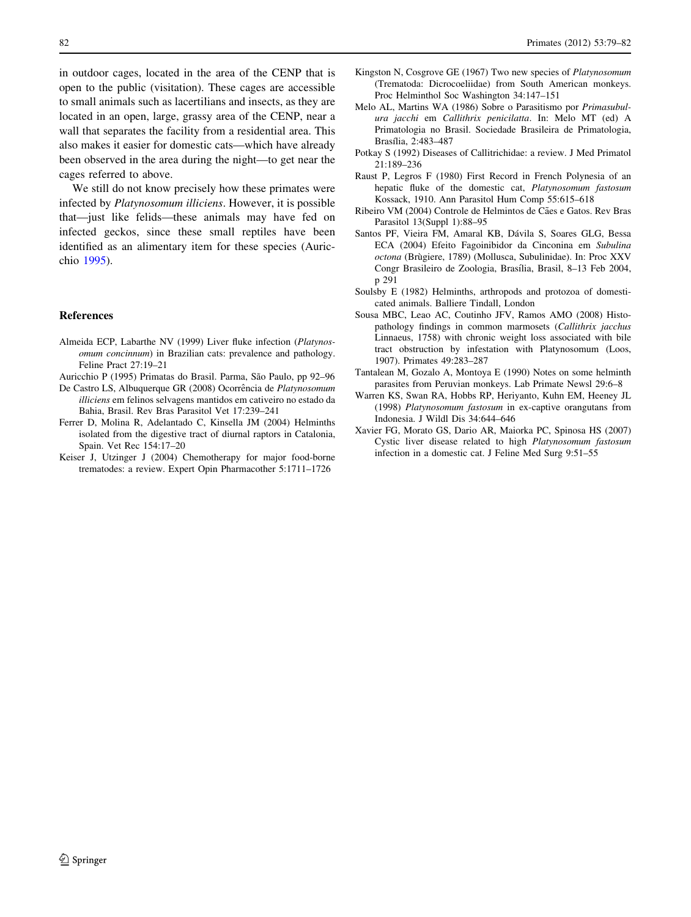in outdoor cages, located in the area of the CENP that is open to the public (visitation). These cages are accessible to small animals such as lacertilians and insects, as they are located in an open, large, grassy area of the CENP, near a wall that separates the facility from a residential area. This also makes it easier for domestic cats—which have already been observed in the area during the night—to get near the cages referred to above.

We still do not know precisely how these primates were infected by *Platynosomum illiciens*. However, it is possible that—just like felids—these animals may have fed on infected geckos, since these small reptiles have been identified as an alimentary item for these species (Auricchio 1995).

## References

Almeida ECP, Labarthe NV (1999) Liver fluke infection (*Platynosomum concinnum*) in Brazilian cats: prevalence and pathology. Feline Pract 27:19–21

Auricchio P (1995) Primatas do Brasil. Parma, São Paulo, pp 92–96

De Castro LS, Albuquerque GR (2008) Ocorrência de *Platynosomum illiciens* em felinos selvagens mantidos em cativeiro no estado da Bahia, Brasil. Rev Bras Parasitol Vet 17:239–241

Ferrer D, Molina R, Adelantado C, Kinsella JM (2004) Helminths isolated from the digestive tract of diurnal raptors in Catalonia, Spain. Vet Rec 154:17–20

Keiser J, Utzinger J (2004) Chemotherapy for major food-borne trematodes: a review. Expert Opin Pharmacother 5:1711–1726

Kingston N, Cosgrove GE (1967) Two new species of *Platynosomum* (Trematoda: Dicrocoeliidae) from South American monkeys. Proc Helminthol Soc Washington 34:147–151

Melo AL, Martins WA (1986) Sobre o Parasitismo por *Primasubulura jacchi* em *Callithrix penicilatta*. In: Melo MT (ed) A Primatologia no Brasil. Sociedade Brasileira de Primatologia, Brasília, 2:483–487

Potkay S (1992) Diseases of Callitrichidae: a review. J Med Primatol 21:189–236

Raust P, Legros F (1980) First Record in French Polynesia of an hepatic fluke of the domestic cat, *Platynosomum fastosum* Kossack, 1910. Ann Parasitol Hum Comp 55:615–618

Ribeiro VM (2004) Controle de Helmintos de Cães e Gatos. Rev Bras Parasitol 13(Suppl 1):88–95

Santos PF, Vieira FM, Amaral KB, Dávila S, Soares GLG, Bessa ECA (2004) Efeito Fagoinibidor da Cinconina em *Subulina octona* (Brùgiere, 1789) (Mollusca, Subulinidae). In: Proc XXV Congr Brasileiro de Zoologia, Brasília, Brasil, 8–13 Feb 2004, p 291

Soulsby E (1982) Helminths, arthropods and protozoa of domesticated animals. Balliere Tindall, London

Sousa MBC, Leao AC, Coutinho JFV, Ramos AMO (2008) Histopathology findings in common marmosets (*Callithrix jacchus* Linnaeus, 1758) with chronic weight loss associated with bile tract obstruction by infestation with Platynosomum (Loos, 1907). Primates 49:283–287

Tantalean M, Gozalo A, Montoya E (1990) Notes on some helminth parasites from Peruvian monkeys. Lab Primate Newsl 29:6–8

Warren KS, Swan RA, Hobbs RP, Heriyanto, Kuhn EM, Heeney JL (1998) *Platynosomum fastosum* in ex-captive orangutans from Indonesia. J Wildl Dis 34:644–646

Xavier FG, Morato GS, Dario AR, Maiorka PC, Spinosa HS (2007) Cystic liver disease related to high *Platynosomum fastosum* infection in a domestic cat. J Feline Med Surg 9:51–55